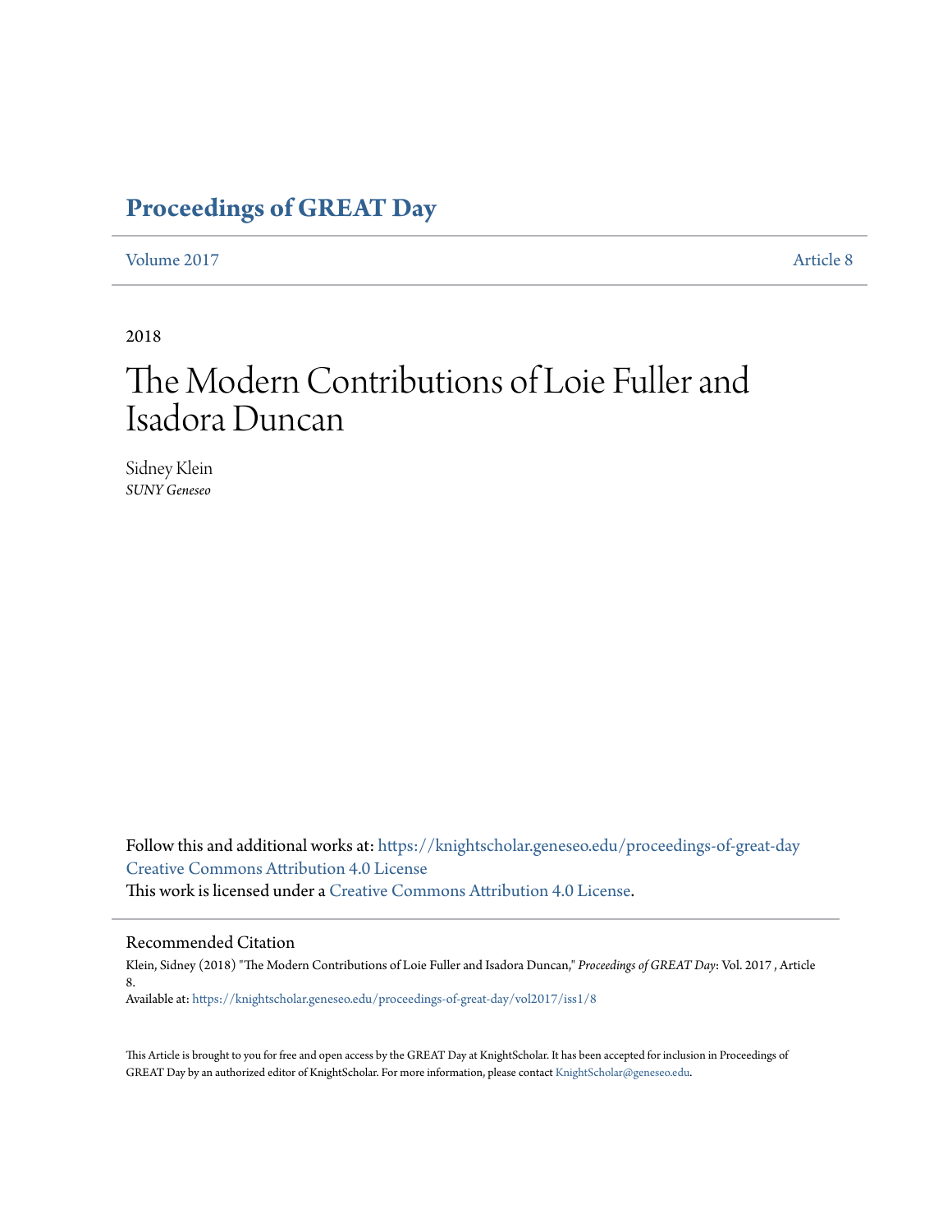# Proceedings of GREAT Day

Volume 2017 Article 8

---

2018

# The Modern Contributions of Loie Fuller and Isadora Duncan

Sidney Klein
*SUNY Geneseo*

Follow this and additional works at: https://knightscholar.geneseo.edu/proceedings-of-great-day
Creative Commons Attribution 4.0 License
This work is licensed under a Creative Commons Attribution 4.0 License.

---

## Recommended Citation

Klein, Sidney (2018) "The Modern Contributions of Loie Fuller and Isadora Duncan," *Proceedings of GREAT Day*: Vol. 2017 , Article 8.
Available at: https://knightscholar.geneseo.edu/proceedings-of-great-day/vol2017/iss1/8

This Article is brought to you for free and open access by the GREAT Day at KnightScholar. It has been accepted for inclusion in Proceedings of GREAT Day by an authorized editor of KnightScholar. For more information, please contact KnightScholar@geneseo.edu.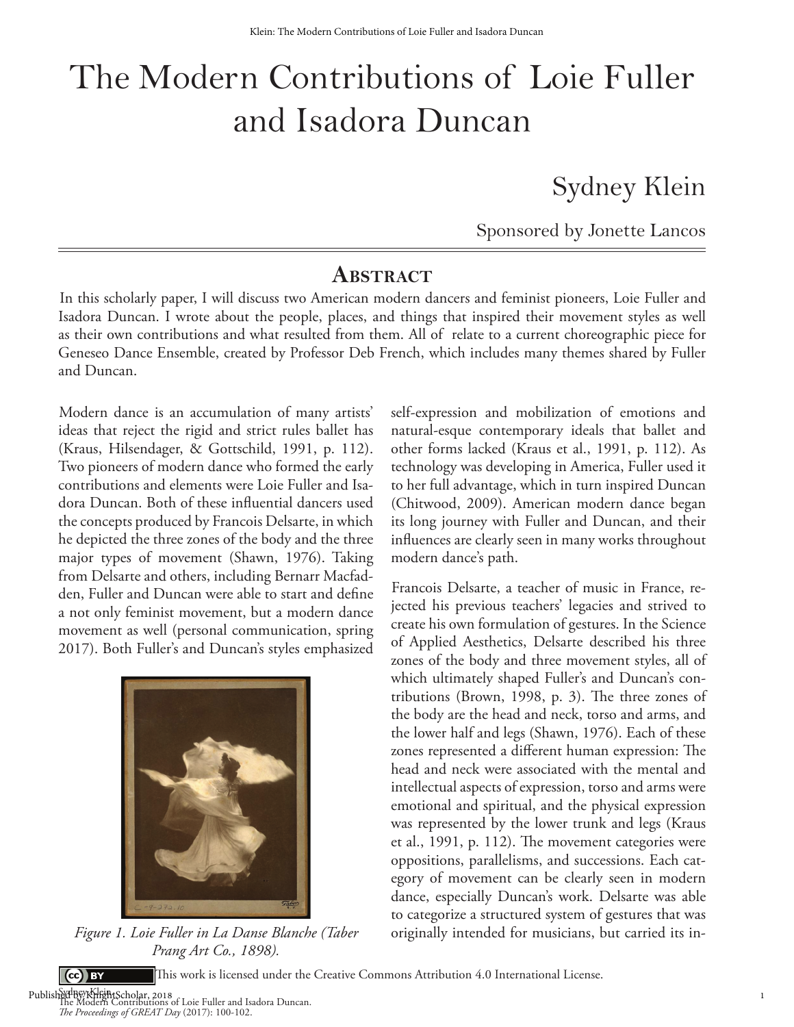# The Modern Contributions of Loie Fuller and Isadora Duncan

## Sydney Klein

Sponsored by Jonette Lancos

## Abstract

In this scholarly paper, I will discuss two American modern dancers and feminist pioneers, Loie Fuller and Isadora Duncan. I wrote about the people, places, and things that inspired their movement styles as well as their own contributions and what resulted from them. All of relate to a current choreographic piece for Geneseo Dance Ensemble, created by Professor Deb French, which includes many themes shared by Fuller and Duncan.

Modern dance is an accumulation of many artists' ideas that reject the rigid and strict rules ballet has (Kraus, Hilsendager, & Gottschild, 1991, p. 112). Two pioneers of modern dance who formed the early contributions and elements were Loie Fuller and Isadora Duncan. Both of these influential dancers used the concepts produced by Francois Delsarte, in which he depicted the three zones of the body and the three major types of movement (Shawn, 1976). Taking from Delsarte and others, including Bernarr Macfadden, Fuller and Duncan were able to start and define a not only feminist movement, but a modern dance movement as well (personal communication, spring 2017). Both Fuller's and Duncan's styles emphasized self-expression and mobilization of emotions and natural-esque contemporary ideals that ballet and other forms lacked (Kraus et al., 1991, p. 112). As technology was developing in America, Fuller used it to her full advantage, which in turn inspired Duncan (Chitwood, 2009). American modern dance began its long journey with Fuller and Duncan, and their influences are clearly seen in many works throughout modern dance's path.

*Figure 1. Loie Fuller in La Danse Blanche (Taber Prang Art Co., 1898).*

Francois Delsarte, a teacher of music in France, rejected his previous teachers' legacies and strived to create his own formulation of gestures. In the Science of Applied Aesthetics, Delsarte described his three zones of the body and three movement styles, all of which ultimately shaped Fuller's and Duncan's contributions (Brown, 1998, p. 3). The three zones of the body are the head and neck, torso and arms, and the lower half and legs (Shawn, 1976). Each of these zones represented a different human expression: The head and neck were associated with the mental and intellectual aspects of expression, torso and arms were emotional and spiritual, and the physical expression was represented by the lower trunk and legs (Kraus et al., 1991, p. 112). The movement categories were oppositions, parallelisms, and successions. Each category of movement can be clearly seen in modern dance, especially Duncan's work. Delsarte was able to categorize a structured system of gestures that was originally intended for musicians, but carried its in-

This work is licensed under the Creative Commons Attribution 4.0 International License.

Sydney Klein
The Modern Contributions of Loie Fuller and Isadora Duncan.
*The Proceedings of GREAT Day* (2017): 100-102.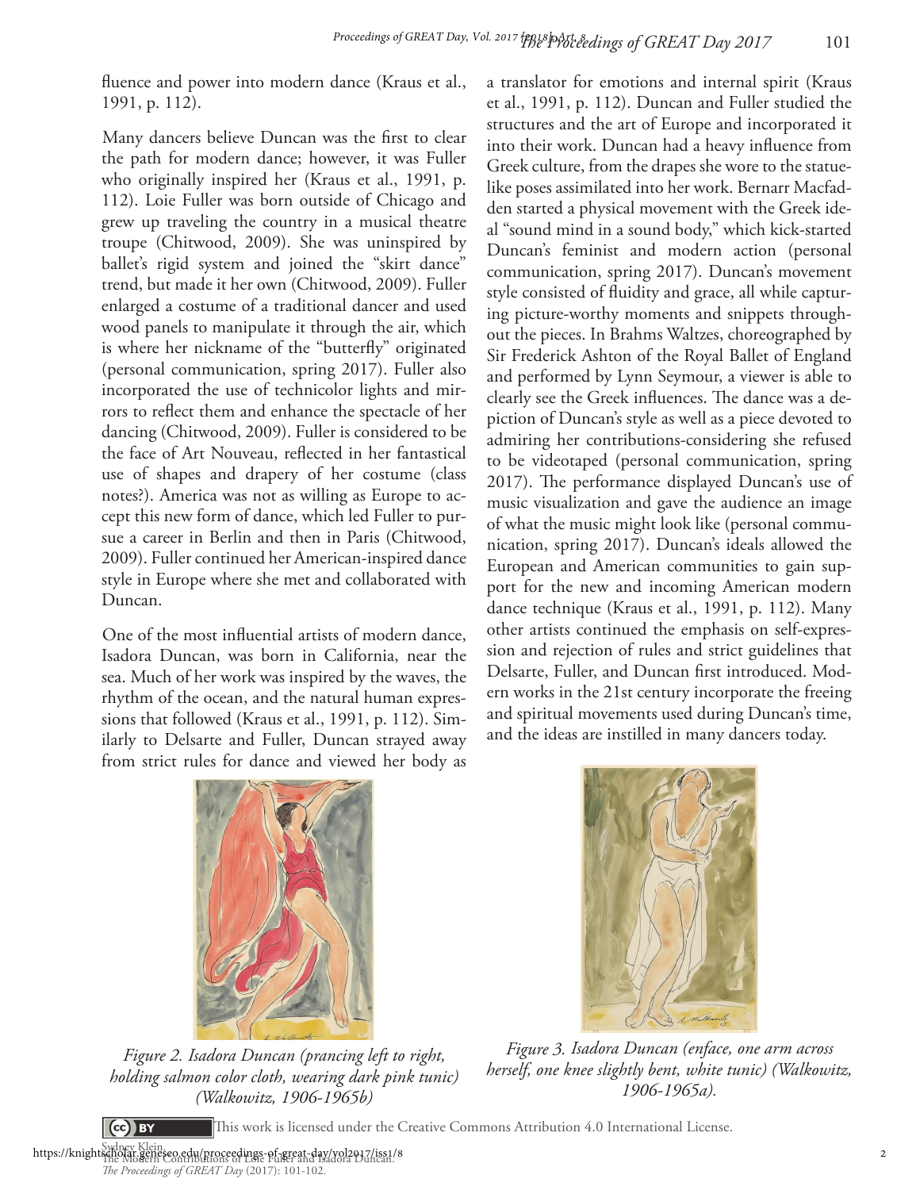fluence and power into modern dance (Kraus et al., 1991, p. 112).

Many dancers believe Duncan was the first to clear the path for modern dance; however, it was Fuller who originally inspired her (Kraus et al., 1991, p. 112). Loie Fuller was born outside of Chicago and grew up traveling the country in a musical theatre troupe (Chitwood, 2009). She was uninspired by ballet's rigid system and joined the "skirt dance" trend, but made it her own (Chitwood, 2009). Fuller enlarged a costume of a traditional dancer and used wood panels to manipulate it through the air, which is where her nickname of the "butterfly" originated (personal communication, spring 2017). Fuller also incorporated the use of technicolor lights and mirrors to reflect them and enhance the spectacle of her dancing (Chitwood, 2009). Fuller is considered to be the face of Art Nouveau, reflected in her fantastical use of shapes and drapery of her costume (class notes?). America was not as willing as Europe to accept this new form of dance, which led Fuller to pursue a career in Berlin and then in Paris (Chitwood, 2009). Fuller continued her American-inspired dance style in Europe where she met and collaborated with Duncan.

One of the most influential artists of modern dance, Isadora Duncan, was born in California, near the sea. Much of her work was inspired by the waves, the rhythm of the ocean, and the natural human expressions that followed (Kraus et al., 1991, p. 112). Similarly to Delsarte and Fuller, Duncan strayed away from strict rules for dance and viewed her body as a translator for emotions and internal spirit (Kraus et al., 1991, p. 112). Duncan and Fuller studied the structures and the art of Europe and incorporated it into their work. Duncan had a heavy influence from Greek culture, from the drapes she wore to the statue-like poses assimilated into her work. Bernarr Macfadden started a physical movement with the Greek ideal "sound mind in a sound body," which kick-started Duncan's feminist and modern action (personal communication, spring 2017). Duncan's movement style consisted of fluidity and grace, all while capturing picture-worthy moments and snippets throughout the pieces. In Brahms Waltzes, choreographed by Sir Frederick Ashton of the Royal Ballet of England and performed by Lynn Seymour, a viewer is able to clearly see the Greek influences. The dance was a depiction of Duncan's style as well as a piece devoted to admiring her contributions-considering she refused to be videotaped (personal communication, spring 2017). The performance displayed Duncan's use of music visualization and gave the audience an image of what the music might look like (personal communication, spring 2017). Duncan's ideals allowed the European and American communities to gain support for the new and incoming American modern dance technique (Kraus et al., 1991, p. 112). Many other artists continued the emphasis on self-expression and rejection of rules and strict guidelines that Delsarte, Fuller, and Duncan first introduced. Modern works in the 21st century incorporate the freeing and spiritual movements used during Duncan's time, and the ideas are instilled in many dancers today.

*Figure 2. Isadora Duncan (prancing left to right, holding salmon color cloth, wearing dark pink tunic) (Walkowitz, 1906-1965b)*

*Figure 3. Isadora Duncan (enface, one arm across herself, one knee slightly bent, white tunic) (Walkowitz, 1906-1965a).*

This work is licensed under the Creative Commons Attribution 4.0 International License.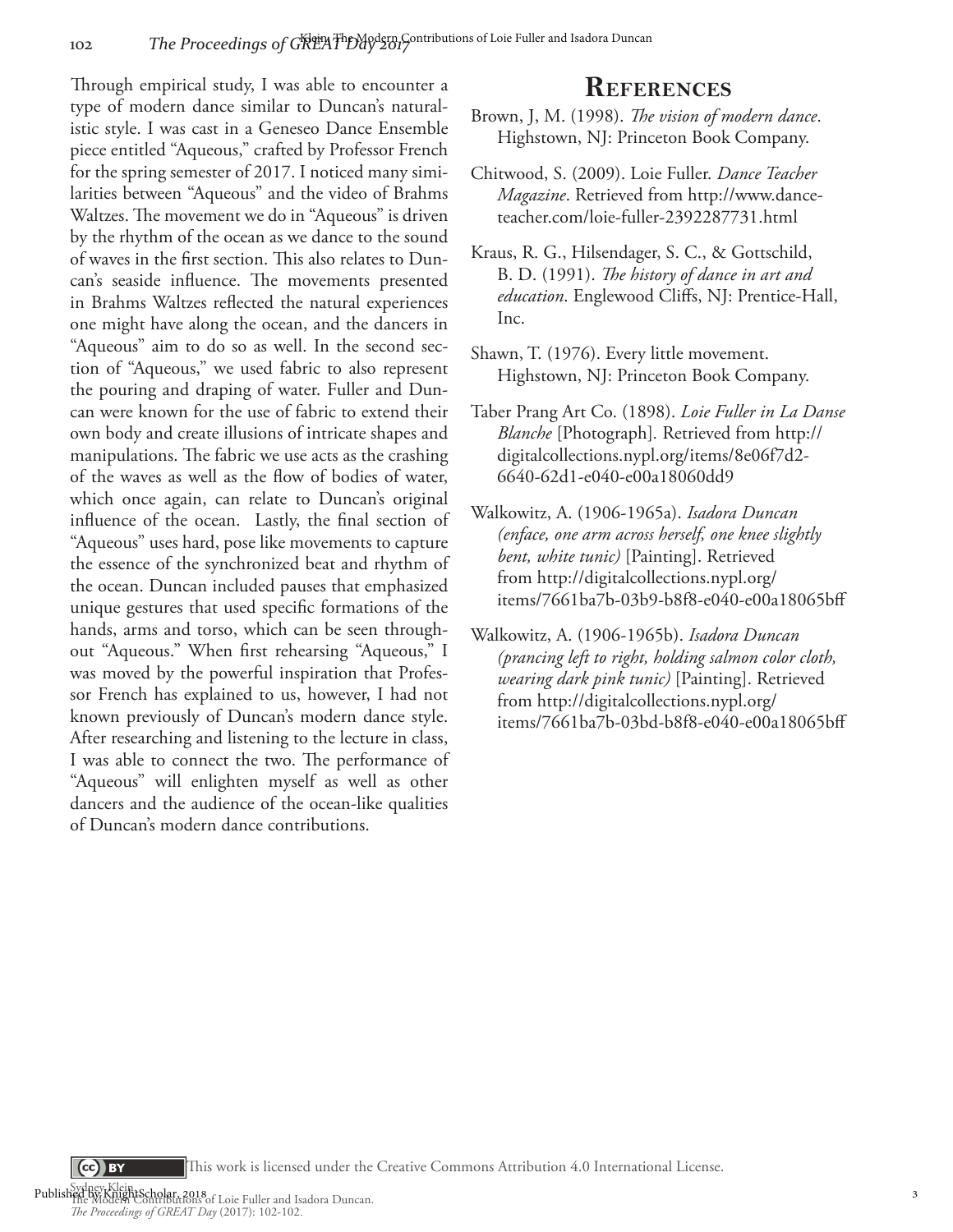Through empirical study, I was able to encounter a type of modern dance similar to Duncan's naturalistic style. I was cast in a Geneseo Dance Ensemble piece entitled "Aqueous," crafted by Professor French for the spring semester of 2017. I noticed many similarities between "Aqueous" and the video of Brahms Waltzes. The movement we do in "Aqueous" is driven by the rhythm of the ocean as we dance to the sound of waves in the first section. This also relates to Duncan's seaside influence. The movements presented in Brahms Waltzes reflected the natural experiences one might have along the ocean, and the dancers in "Aqueous" aim to do so as well. In the second section of "Aqueous," we used fabric to also represent the pouring and draping of water. Fuller and Duncan were known for the use of fabric to extend their own body and create illusions of intricate shapes and manipulations. The fabric we use acts as the crashing of the waves as well as the flow of bodies of water, which once again, can relate to Duncan's original influence of the ocean. Lastly, the final section of "Aqueous" uses hard, pose like movements to capture the essence of the synchronized beat and rhythm of the ocean. Duncan included pauses that emphasized unique gestures that used specific formations of the hands, arms and torso, which can be seen throughout "Aqueous." When first rehearsing "Aqueous," I was moved by the powerful inspiration that Professor French has explained to us, however, I had not known previously of Duncan's modern dance style. After researching and listening to the lecture in class, I was able to connect the two. The performance of "Aqueous" will enlighten myself as well as other dancers and the audience of the ocean-like qualities of Duncan's modern dance contributions.

## References

Brown, J, M. (1998). *The vision of modern dance*. Highstown, NJ: Princeton Book Company.

Chitwood, S. (2009). Loie Fuller. *Dance Teacher Magazine*. Retrieved from http://www.dance-teacher.com/loie-fuller-2392287731.html

Kraus, R. G., Hilsendager, S. C., & Gottschild, B. D. (1991). *The history of dance in art and education*. Englewood Cliffs, NJ: Prentice-Hall, Inc.

Shawn, T. (1976). Every little movement. Highstown, NJ: Princeton Book Company.

Taber Prang Art Co. (1898). *Loie Fuller in La Danse Blanche* [Photograph]. Retrieved from http://digitalcollections.nypl.org/items/8e06f7d2-6640-62d1-e040-e00a18060dd9

Walkowitz, A. (1906-1965a). *Isadora Duncan (enface, one arm across herself, one knee slightly bent, white tunic)* [Painting]. Retrieved from http://digitalcollections.nypl.org/items/7661ba7b-03b9-b8f8-e040-e00a18065bff

Walkowitz, A. (1906-1965b). *Isadora Duncan (prancing left to right, holding salmon color cloth, wearing dark pink tunic)* [Painting]. Retrieved from http://digitalcollections.nypl.org/items/7661ba7b-03bd-b8f8-e040-e00a18065bff

This work is licensed under the Creative Commons Attribution 4.0 International License.